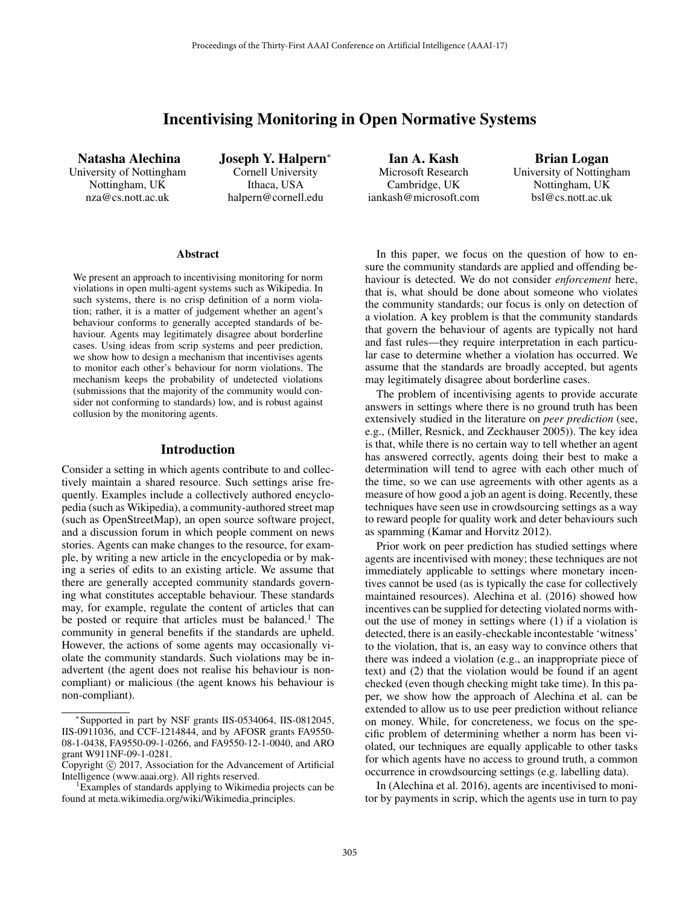# Incentivising Monitoring in Open Normative Systems

**Natasha Alechina**
University of Nottingham
Nottingham, UK
nza@cs.nott.ac.uk

**Joseph Y. Halpern***
Cornell University
Ithaca, USA
halpern@cornell.edu

**Ian A. Kash**
Microsoft Research
Cambridge, UK
iankash@microsoft.com

**Brian Logan**
University of Nottingham
Nottingham, UK
bsl@cs.nott.ac.uk

## Abstract

We present an approach to incentivising monitoring for norm violations in open multi-agent systems such as Wikipedia. In such systems, there is no crisp definition of a norm violation; rather, it is a matter of judgement whether an agent's behaviour conforms to generally accepted standards of behaviour. Agents may legitimately disagree about borderline cases. Using ideas from scrip systems and peer prediction, we show how to design a mechanism that incentivises agents to monitor each other's behaviour for norm violations. The mechanism keeps the probability of undetected violations (submissions that the majority of the community would consider not conforming to standards) low, and is robust against collusion by the monitoring agents.

## Introduction

Consider a setting in which agents contribute to and collectively maintain a shared resource. Such settings arise frequently. Examples include a collectively authored encyclopedia (such as Wikipedia), a community-authored street map (such as OpenStreetMap), an open source software project, and a discussion forum in which people comment on news stories. Agents can make changes to the resource, for example, by writing a new article in the encyclopedia or by making a series of edits to an existing article. We assume that there are generally accepted community standards governing what constitutes acceptable behaviour. These standards may, for example, regulate the content of articles that can be posted or require that articles must be balanced.[1] The community in general benefits if the standards are upheld. However, the actions of some agents may occasionally violate the community standards. Such violations may be inadvertent (the agent does not realise his behaviour is non-compliant) or malicious (the agent knows his behaviour is non-compliant).

In this paper, we focus on the question of how to ensure the community standards are applied and offending behaviour is detected. We do not consider *enforcement* here, that is, what should be done about someone who violates the community standards; our focus is only on detection of a violation. A key problem is that the community standards that govern the behaviour of agents are typically not hard and fast rules—they require interpretation in each particular case to determine whether a violation has occurred. We assume that the standards are broadly accepted, but agents may legitimately disagree about borderline cases.

The problem of incentivising agents to provide accurate answers in settings where there is no ground truth has been extensively studied in the literature on *peer prediction* (see, e.g., (Miller, Resnick, and Zeckhauser 2005)). The key idea is that, while there is no certain way to tell whether an agent has answered correctly, agents doing their best to make a determination will tend to agree with each other much of the time, so we can use agreements with other agents as a measure of how good a job an agent is doing. Recently, these techniques have seen use in crowdsourcing settings as a way to reward people for quality work and deter behaviours such as spamming (Kamar and Horvitz 2012).

Prior work on peer prediction has studied settings where agents are incentivised with money; these techniques are not immediately applicable to settings where monetary incentives cannot be used (as is typically the case for collectively maintained resources). Alechina et al. (2016) showed how incentives can be supplied for detecting violated norms without the use of money in settings where (1) if a violation is detected, there is an easily-checkable incontestable 'witness' to the violation, that is, an easy way to convince others that there was indeed a violation (e.g., an inappropriate piece of text) and (2) that the violation would be found if an agent checked (even though checking might take time). In this paper, we show how the approach of Alechina et al. can be extended to allow us to use peer prediction without reliance on money. While, for concreteness, we focus on the specific problem of determining whether a norm has been violated, our techniques are equally applicable to other tasks for which agents have no access to ground truth, a common occurrence in crowdsourcing settings (e.g. labelling data).

In (Alechina et al. 2016), agents are incentivised to monitor by payments in scrip, which the agents use in turn to pay

---

*Supported in part by NSF grants IIS-0534064, IIS-0812045, IIS-0911036, and CCF-1214844, and by AFOSR grants FA9550-08-1-0438, FA9550-09-1-0266, and FA9550-12-1-0040, and ARO grant W911NF-09-1-0281.

Copyright © 2017, Association for the Advancement of Artificial Intelligence (www.aaai.org). All rights reserved.

[1] Examples of standards applying to Wikimedia projects can be found at meta.wikimedia.org/wiki/Wikimedia_principles.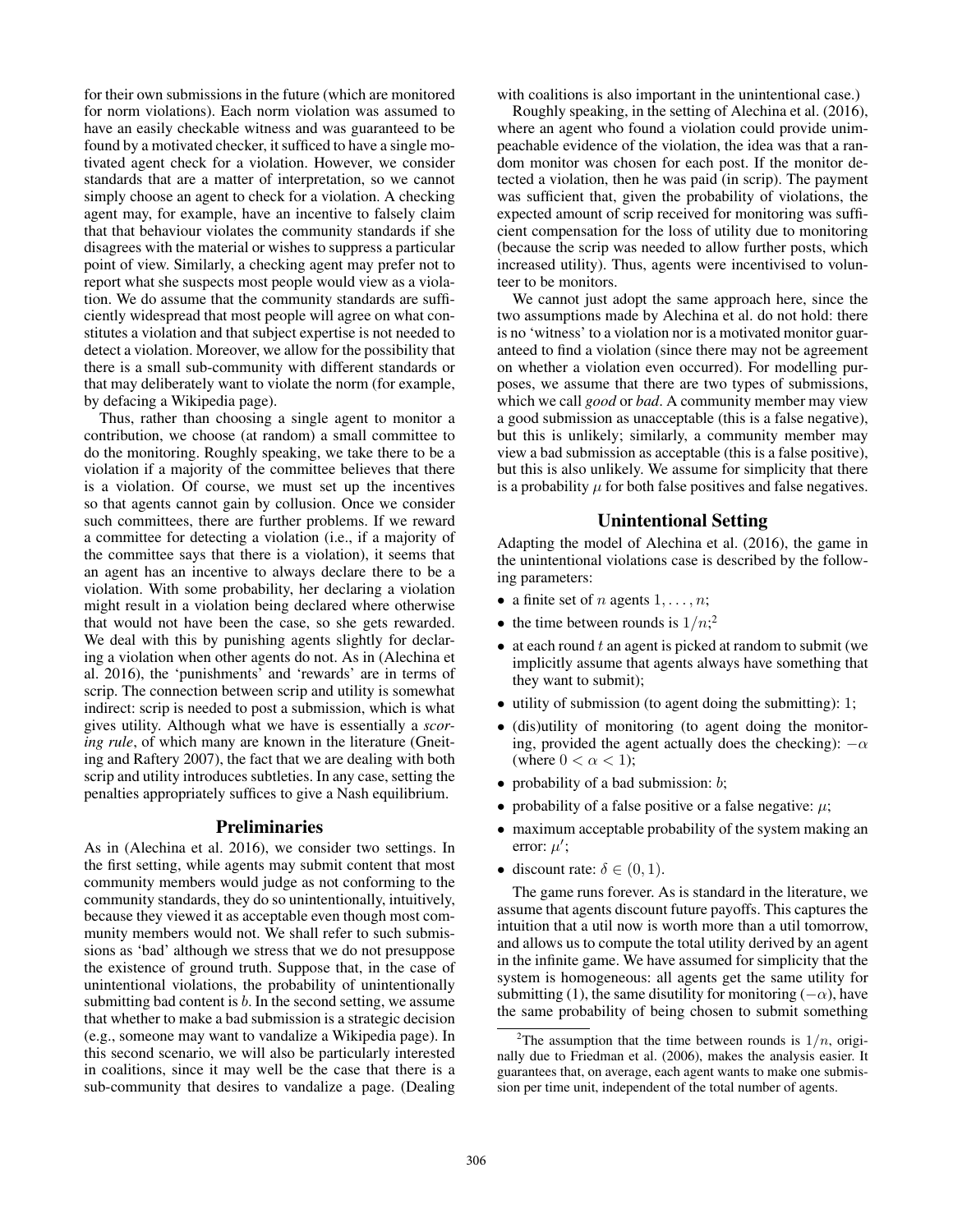for their own submissions in the future (which are monitored for norm violations). Each norm violation was assumed to have an easily checkable witness and was guaranteed to be found by a motivated checker, it sufficed to have a single motivated agent check for a violation. However, we consider standards that are a matter of interpretation, so we cannot simply choose an agent to check for a violation. A checking agent may, for example, have an incentive to falsely claim that that behaviour violates the community standards if she disagrees with the material or wishes to suppress a particular point of view. Similarly, a checking agent may prefer not to report what she suspects most people would view as a violation. We do assume that the community standards are sufficiently widespread that most people will agree on what constitutes a violation and that subject expertise is not needed to detect a violation. Moreover, we allow for the possibility that there is a small sub-community with different standards or that may deliberately want to violate the norm (for example, by defacing a Wikipedia page).

Thus, rather than choosing a single agent to monitor a contribution, we choose (at random) a small committee to do the monitoring. Roughly speaking, we take there to be a violation if a majority of the committee believes that there is a violation. Of course, we must set up the incentives so that agents cannot gain by collusion. Once we consider such committees, there are further problems. If we reward a committee for detecting a violation (i.e., if a majority of the committee says that there is a violation), it seems that an agent has an incentive to always declare there to be a violation. With some probability, her declaring a violation might result in a violation being declared where otherwise that would not have been the case, so she gets rewarded. We deal with this by punishing agents slightly for declaring a violation when other agents do not. As in (Alechina et al. 2016), the 'punishments' and 'rewards' are in terms of scrip. The connection between scrip and utility is somewhat indirect: scrip is needed to post a submission, which is what gives utility. Although what we have is essentially a *scoring rule*, of which many are known in the literature (Gneiting and Raftery 2007), the fact that we are dealing with both scrip and utility introduces subtleties. In any case, setting the penalties appropriately suffices to give a Nash equilibrium.

## Preliminaries

As in (Alechina et al. 2016), we consider two settings. In the first setting, while agents may submit content that most community members would judge as not conforming to the community standards, they do so unintentionally, intuitively, because they viewed it as acceptable even though most community members would not. We shall refer to such submissions as 'bad' although we stress that we do not presuppose the existence of ground truth. Suppose that, in the case of unintentional violations, the probability of unintentionally submitting bad content is $b$. In the second setting, we assume that whether to make a bad submission is a strategic decision (e.g., someone may want to vandalize a Wikipedia page). In this second scenario, we will also be particularly interested in coalitions, since it may well be the case that there is a sub-community that desires to vandalize a page. (Dealing with coalitions is also important in the unintentional case.)

Roughly speaking, in the setting of Alechina et al. (2016), where an agent who found a violation could provide unimpeachable evidence of the violation, the idea was that a random monitor was chosen for each post. If the monitor detected a violation, then he was paid (in scrip). The payment was sufficient that, given the probability of violations, the expected amount of scrip received for monitoring was sufficient compensation for the loss of utility due to monitoring (because the scrip was needed to allow further posts, which increased utility). Thus, agents were incentivised to volunteer to be monitors.

We cannot just adopt the same approach here, since the two assumptions made by Alechina et al. do not hold: there is no 'witness' to a violation nor is a motivated monitor guaranteed to find a violation (since there may not be agreement on whether a violation even occurred). For modelling purposes, we assume that there are two types of submissions, which we call *good* or *bad*. A community member may view a good submission as unacceptable (this is a false negative), but this is unlikely; similarly, a community member may view a bad submission as acceptable (this is a false positive), but this is also unlikely. We assume for simplicity that there is a probability $\mu$ for both false positives and false negatives.

## Unintentional Setting

Adapting the model of Alechina et al. (2016), the game in the unintentional violations case is described by the following parameters:

- a finite set of $n$ agents $1, \ldots, n$;
- the time between rounds is $1/n$;[2]
- at each round $t$ an agent is picked at random to submit (we implicitly assume that agents always have something that they want to submit);
- utility of submission (to agent doing the submitting): 1;
- (dis)utility of monitoring (to agent doing the monitoring, provided the agent actually does the checking): $-\alpha$ (where $0 < \alpha < 1$);
- probability of a bad submission: $b$;
- probability of a false positive or a false negative: $\mu$;
- maximum acceptable probability of the system making an error: $\mu'$;
- discount rate: $\delta \in (0, 1)$.

The game runs forever. As is standard in the literature, we assume that agents discount future payoffs. This captures the intuition that a util now is worth more than a util tomorrow, and allows us to compute the total utility derived by an agent in the infinite game. We have assumed for simplicity that the system is homogeneous: all agents get the same utility for submitting (1), the same disutility for monitoring ($-\alpha$), have the same probability of being chosen to submit something

[2] The assumption that the time between rounds is $1/n$, originally due to Friedman et al. (2006), makes the analysis easier. It guarantees that, on average, each agent wants to make one submission per time unit, independent of the total number of agents.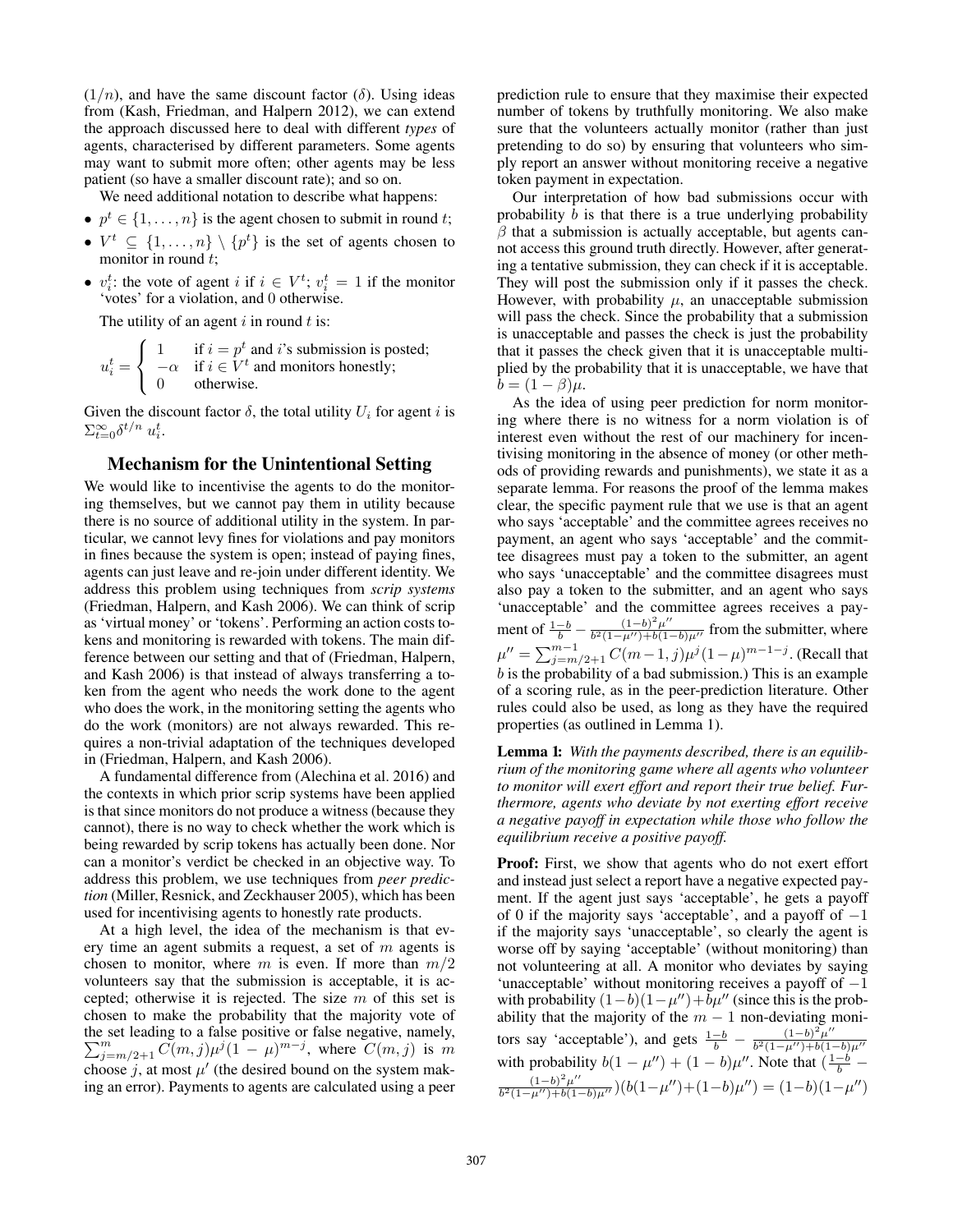$(1/n)$, and have the same discount factor ($\delta$). Using ideas from (Kash, Friedman, and Halpern 2012), we can extend the approach discussed here to deal with different *types* of agents, characterised by different parameters. Some agents may want to submit more often; other agents may be less patient (so have a smaller discount rate); and so on.

We need additional notation to describe what happens:

- $p^t \in \{1, \ldots, n\}$ is the agent chosen to submit in round $t$;
- $V^t \subseteq \{1, \ldots, n\} \setminus \{p^t\}$ is the set of agents chosen to monitor in round $t$;
- $v_i^t$: the vote of agent $i$ if $i \in V^t$; $v_i^t = 1$ if the monitor 'votes' for a violation, and 0 otherwise.

The utility of an agent $i$ in round $t$ is:

$$u_i^t = \begin{cases} 1 & \text{if } i = p^t \text{ and } i\text{'s submission is posted;} \\ -\alpha & \text{if } i \in V^t \text{ and monitors honestly;} \\ 0 & \text{otherwise.} \end{cases}$$

Given the discount factor $\delta$, the total utility $U_i$ for agent $i$ is $\Sigma_{t=0}^{\infty} \delta^{t/n} u_i^t$.

## Mechanism for the Unintentional Setting

We would like to incentivise the agents to do the monitoring themselves, but we cannot pay them in utility because there is no source of additional utility in the system. In particular, we cannot levy fines for violations and pay monitors in fines because the system is open; instead of paying fines, agents can just leave and re-join under different identity. We address this problem using techniques from *scrip systems* (Friedman, Halpern, and Kash 2006). We can think of scrip as 'virtual money' or 'tokens'. Performing an action costs tokens and monitoring is rewarded with tokens. The main difference between our setting and that of (Friedman, Halpern, and Kash 2006) is that instead of always transferring a token from the agent who needs the work done to the agent who does the work, in the monitoring setting the agents who do the work (monitors) are not always rewarded. This requires a non-trivial adaptation of the techniques developed in (Friedman, Halpern, and Kash 2006).

A fundamental difference from (Alechina et al. 2016) and the contexts in which prior scrip systems have been applied is that since monitors do not produce a witness (because they cannot), there is no way to check whether the work which is being rewarded by scrip tokens has actually been done. Nor can a monitor's verdict be checked in an objective way. To address this problem, we use techniques from *peer prediction* (Miller, Resnick, and Zeckhauser 2005), which has been used for incentivising agents to honestly rate products.

At a high level, the idea of the mechanism is that every time an agent submits a request, a set of $m$ agents is chosen to monitor, where $m$ is even. If more than $m/2$ volunteers say that the submission is acceptable, it is accepted; otherwise it is rejected. The size $m$ of this set is chosen to make the probability that the majority vote of the set leading to a false positive or false negative, namely, $\sum_{j=m/2+1}^{m} C(m,j)\mu^j(1-\mu)^{m-j}$, where $C(m,j)$ is $m$ choose $j$, at most $\mu'$ (the desired bound on the system making an error). Payments to agents are calculated using a peer prediction rule to ensure that they maximise their expected number of tokens by truthfully monitoring. We also make sure that the volunteers actually monitor (rather than just pretending to do so) by ensuring that volunteers who simply report an answer without monitoring receive a negative token payment in expectation.

Our interpretation of how bad submissions occur with probability $b$ is that there is a true underlying probability $\beta$ that a submission is actually acceptable, but agents cannot access this ground truth directly. However, after generating a tentative submission, they can check if it is acceptable. They will post the submission only if it passes the check. However, with probability $\mu$, an unacceptable submission will pass the check. Since the probability that a submission is unacceptable and passes the check is just the probability that it passes the check given that it is unacceptable multiplied by the probability that it is unacceptable, we have that $b = (1-\beta)\mu$.

As the idea of using peer prediction for norm monitoring where there is no witness for a norm violation is of interest even without the rest of our machinery for incentivising monitoring in the absence of money (or other methods of providing rewards and punishments), we state it as a separate lemma. For reasons the proof of the lemma makes clear, the specific payment rule that we use is that an agent who says 'acceptable' and the committee agrees receives no payment, an agent who says 'acceptable' and the committee disagrees must pay a token to the submitter, an agent who says 'unacceptable' and the committee disagrees must also pay a token to the submitter, and an agent who says 'unacceptable' and the committee agrees receives a payment of $\frac{1-b}{b} - \frac{(1-b)^2\mu''}{b^2(1-\mu'')+b(1-b)\mu''}$ from the submitter, where $\mu'' = \sum_{j=m/2+1}^{m-1} C(m-1,j)\mu^j(1-\mu)^{m-1-j}$. (Recall that $b$ is the probability of a bad submission.) This is an example of a scoring rule, as in the peer-prediction literature. Other rules could also be used, as long as they have the required properties (as outlined in Lemma 1).

**Lemma 1:** *With the payments described, there is an equilibrium of the monitoring game where all agents who volunteer to monitor will exert effort and report their true belief. Furthermore, agents who deviate by not exerting effort receive a negative payoff in expectation while those who follow the equilibrium receive a positive payoff.*

**Proof:** First, we show that agents who do not exert effort and instead just select a report have a negative expected payment. If the agent just says 'acceptable', he gets a payoff of 0 if the majority says 'acceptable', and a payoff of $-1$ if the majority says 'unacceptable', so clearly the agent is worse off by saying 'acceptable' (without monitoring) than not volunteering at all. A monitor who deviates by saying 'unacceptable' without monitoring receives a payoff of $-1$ with probability $(1-b)(1-\mu'')+b\mu''$ (since this is the probability that the majority of the $m-1$ non-deviating monitors say 'acceptable'), and gets $\frac{1-b}{b} - \frac{(1-b)^2\mu''}{b^2(1-\mu'')+b(1-b)\mu''}$ with probability $b(1-\mu'')+(1-b)\mu''$. Note that $(\frac{1-b}{b} - \frac{(1-b)^2\mu''}{b^2(1-\mu'')+b(1-b)\mu''})(b(1-\mu'')+(1-b)\mu'') = (1-b)(1-\mu'')$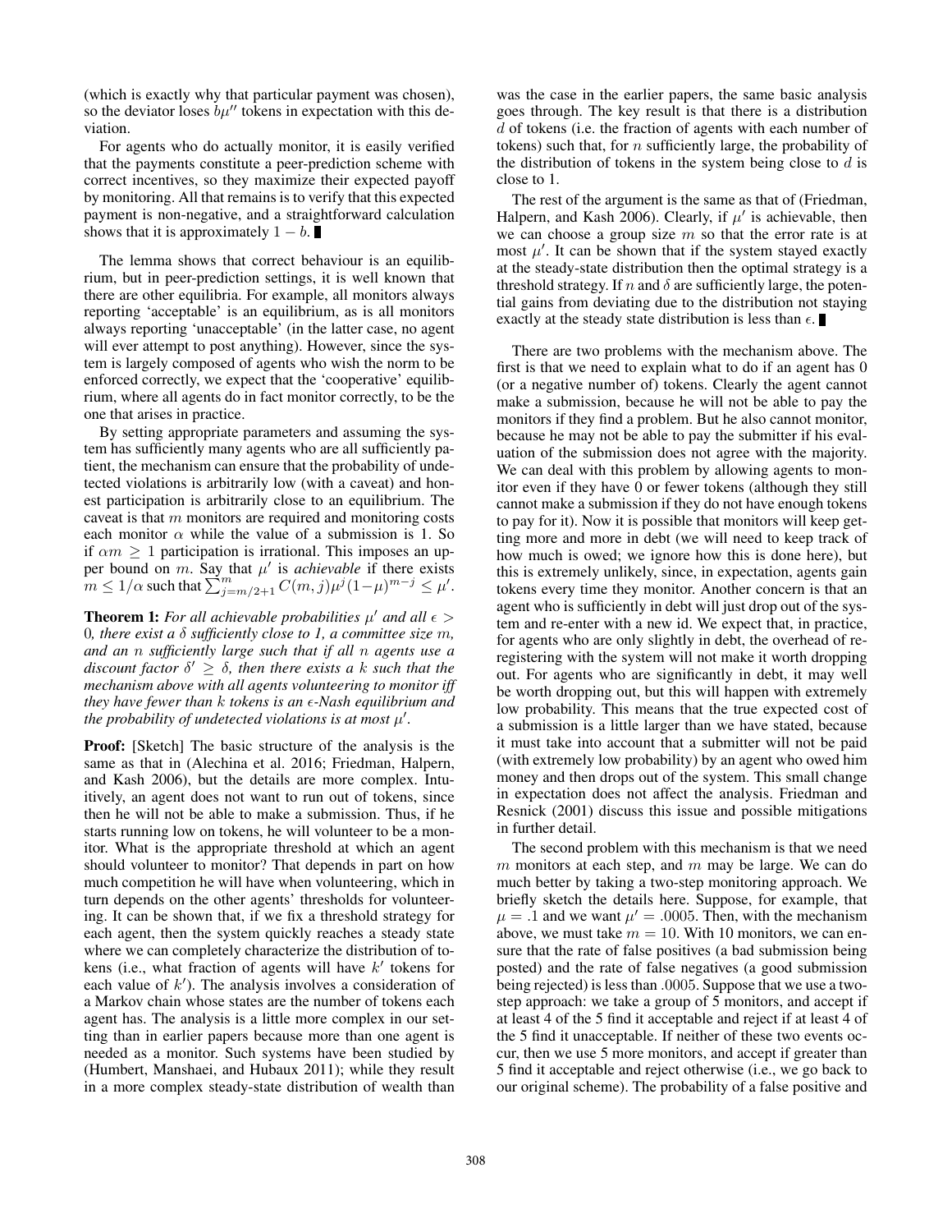(which is exactly why that particular payment was chosen), so the deviator loses $b\mu''$ tokens in expectation with this deviation.

For agents who do actually monitor, it is easily verified that the payments constitute a peer-prediction scheme with correct incentives, so they maximize their expected payoff by monitoring. All that remains is to verify that this expected payment is non-negative, and a straightforward calculation shows that it is approximately $1 - b$. ∎

The lemma shows that correct behaviour is an equilibrium, but in peer-prediction settings, it is well known that there are other equilibria. For example, all monitors always reporting 'acceptable' is an equilibrium, as is all monitors always reporting 'unacceptable' (in the latter case, no agent will ever attempt to post anything). However, since the system is largely composed of agents who wish the norm to be enforced correctly, we expect that the 'cooperative' equilibrium, where all agents do in fact monitor correctly, to be the one that arises in practice.

By setting appropriate parameters and assuming the system has sufficiently many agents who are all sufficiently patient, the mechanism can ensure that the probability of undetected violations is arbitrarily low (with a caveat) and honest participation is arbitrarily close to an equilibrium. The caveat is that $m$ monitors are required and monitoring costs each monitor $\alpha$ while the value of a submission is 1. So if $\alpha m \geq 1$ participation is irrational. This imposes an upper bound on $m$. Say that $\mu'$ is *achievable* if there exists $m \leq 1/\alpha$ such that $\sum_{j=m/2+1}^{m} C(m,j)\mu^j(1-\mu)^{m-j} \leq \mu'$.

**Theorem 1:** *For all achievable probabilities $\mu'$ and all $\epsilon > 0$, there exist a $\delta$ sufficiently close to 1, a committee size $m$, and an $n$ sufficiently large such that if all $n$ agents use a discount factor $\delta' \geq \delta$, then there exists a $k$ such that the mechanism above with all agents volunteering to monitor iff they have fewer than $k$ tokens is an $\epsilon$-Nash equilibrium and the probability of undetected violations is at most $\mu'$.*

**Proof:** [Sketch] The basic structure of the analysis is the same as that in (Alechina et al. 2016; Friedman, Halpern, and Kash 2006), but the details are more complex. Intuitively, an agent does not want to run out of tokens, since then he will not be able to make a submission. Thus, if he starts running low on tokens, he will volunteer to be a monitor. What is the appropriate threshold at which an agent should volunteer to monitor? That depends in part on how much competition he will have when volunteering, which in turn depends on the other agents' thresholds for volunteering. It can be shown that, if we fix a threshold strategy for each agent, then the system quickly reaches a steady state where we can completely characterize the distribution of tokens (i.e., what fraction of agents will have $k'$ tokens for each value of $k'$). The analysis involves a consideration of a Markov chain whose states are the number of tokens each agent has. The analysis is a little more complex in our setting than in earlier papers because more than one agent is needed as a monitor. Such systems have been studied by (Humbert, Manshaei, and Hubaux 2011); while they result in a more complex steady-state distribution of wealth than was the case in the earlier papers, the same basic analysis goes through. The key result is that there is a distribution $d$ of tokens (i.e. the fraction of agents with each number of tokens) such that, for $n$ sufficiently large, the probability of the distribution of tokens in the system being close to $d$ is close to 1.

The rest of the argument is the same as that of (Friedman, Halpern, and Kash 2006). Clearly, if $\mu'$ is achievable, then we can choose a group size $m$ so that the error rate is at most $\mu'$. It can be shown that if the system stayed exactly at the steady-state distribution then the optimal strategy is a threshold strategy. If $n$ and $\delta$ are sufficiently large, the potential gains from deviating due to the distribution not staying exactly at the steady state distribution is less than $\epsilon$. ∎

There are two problems with the mechanism above. The first is that we need to explain what to do if an agent has 0 (or a negative number of) tokens. Clearly the agent cannot make a submission, because he will not be able to pay the monitors if they find a problem. But he also cannot monitor, because he may not be able to pay the submitter if his evaluation of the submission does not agree with the majority. We can deal with this problem by allowing agents to monitor even if they have 0 or fewer tokens (although they still cannot make a submission if they do not have enough tokens to pay for it). Now it is possible that monitors will keep getting more and more in debt (we will need to keep track of how much is owed; we ignore how this is done here), but this is extremely unlikely, since, in expectation, agents gain tokens every time they monitor. Another concern is that an agent who is sufficiently in debt will just drop out of the system and re-enter with a new id. We expect that, in practice, for agents who are only slightly in debt, the overhead of re-registering with the system will not make it worth dropping out. For agents who are significantly in debt, it may well be worth dropping out, but this will happen with extremely low probability. This means that the true expected cost of a submission is a little larger than we have stated, because it must take into account that a submitter will not be paid (with extremely low probability) by an agent who owed him money and then drops out of the system. This small change in expectation does not affect the analysis. Friedman and Resnick (2001) discuss this issue and possible mitigations in further detail.

The second problem with this mechanism is that we need $m$ monitors at each step, and $m$ may be large. We can do much better by taking a two-step monitoring approach. We briefly sketch the details here. Suppose, for example, that $\mu = .1$ and we want $\mu' = .0005$. Then, with the mechanism above, we must take $m = 10$. With 10 monitors, we can ensure that the rate of false positives (a bad submission being posted) and the rate of false negatives (a good submission being rejected) is less than .0005. Suppose that we use a two-step approach: we take a group of 5 monitors, and accept if at least 4 of the 5 find it acceptable and reject if at least 4 of the 5 find it unacceptable. If neither of these two events occur, then we use 5 more monitors, and accept if greater than 5 find it acceptable and reject otherwise (i.e., we go back to our original scheme). The probability of a false positive and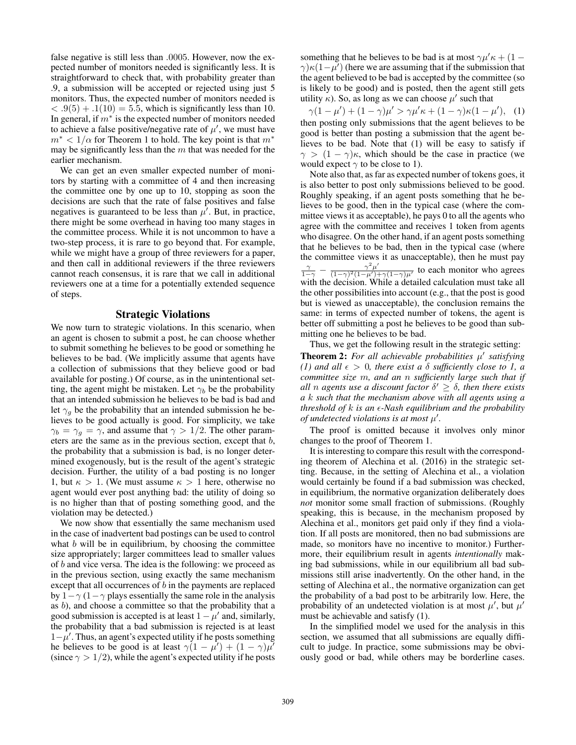false negative is still less than .0005. However, now the expected number of monitors needed is significantly less. It is straightforward to check that, with probability greater than .9, a submission will be accepted or rejected using just 5 monitors. Thus, the expected number of monitors needed is $< .9(5) + .1(10) = 5.5$, which is significantly less than 10. In general, if $m^*$ is the expected number of monitors needed to achieve a false positive/negative rate of $\mu'$, we must have $m^* < 1/\alpha$ for Theorem 1 to hold. The key point is that $m^*$ may be significantly less than the $m$ that was needed for the earlier mechanism.

We can get an even smaller expected number of monitors by starting with a committee of 4 and then increasing the committee one by one up to 10, stopping as soon the decisions are such that the rate of false positives and false negatives is guaranteed to be less than $\mu'$. But, in practice, there might be some overhead in having too many stages in the committee process. While it is not uncommon to have a two-step process, it is rare to go beyond that. For example, while we might have a group of three reviewers for a paper, and then call in additional reviewers if the three reviewers cannot reach consensus, it is rare that we call in additional reviewers one at a time for a potentially extended sequence of steps.

## Strategic Violations

We now turn to strategic violations. In this scenario, when an agent is chosen to submit a post, he can choose whether to submit something he believes to be good or something he believes to be bad. (We implicitly assume that agents have a collection of submissions that they believe good or bad available for posting.) Of course, as in the unintentional setting, the agent might be mistaken. Let $\gamma_b$ be the probability that an intended submission he believes to be bad is bad and let $\gamma_g$ be the probability that an intended submission he believes to be good actually is good. For simplicity, we take $\gamma_b = \gamma_g = \gamma$, and assume that $\gamma > 1/2$. The other parameters are the same as in the previous section, except that $b$, the probability that a submission is bad, is no longer determined exogenously, but is the result of the agent's strategic decision. Further, the utility of a bad posting is no longer 1, but $\kappa > 1$. (We must assume $\kappa > 1$ here, otherwise no agent would ever post anything bad: the utility of doing so is no higher than that of posting something good, and the violation may be detected.)

We now show that essentially the same mechanism used in the case of inadvertent bad postings can be used to control what $b$ will be in equilibrium, by choosing the committee size appropriately; larger committees lead to smaller values of $b$ and vice versa. The idea is the following: we proceed as in the previous section, using exactly the same mechanism except that all occurrences of $b$ in the payments are replaced by $1-\gamma$ ($1-\gamma$ plays essentially the same role in the analysis as $b$), and choose a committee so that the probability that a good submission is accepted is at least $1-\mu'$ and, similarly, the probability that a bad submission is rejected is at least $1-\mu'$. Thus, an agent's expected utility if he posts something he believes to be good is at least $\gamma(1-\mu') + (1-\gamma)\mu'$ (since $\gamma > 1/2$), while the agent's expected utility if he posts something that he believes to be bad is at most $\gamma\mu'\kappa + (1-\gamma)\kappa(1-\mu')$ (here we are assuming that if the submission that the agent believed to be bad is accepted by the committee (so is likely to be good) and is posted, then the agent still gets utility $\kappa$). So, as long as we can choose $\mu'$ such that

$$\gamma(1-\mu') + (1-\gamma)\mu' > \gamma\mu'\kappa + (1-\gamma)\kappa(1-\mu'), \quad (1)$$

then posting only submissions that the agent believes to be good is better than posting a submission that the agent believes to be bad. Note that (1) will be easy to satisfy if $\gamma > (1-\gamma)\kappa$, which should be the case in practice (we would expect $\gamma$ to be close to 1).

Note also that, as far as expected number of tokens goes, it is also better to post only submissions believed to be good. Roughly speaking, if an agent posts something that he believes to be good, then in the typical case (where the committee views it as acceptable), he pays 0 to all the agents who agree with the committee and receives 1 token from agents who disagree. On the other hand, if an agent posts something that he believes to be bad, then in the typical case (where the committee views it as unacceptable), then he must pay $\frac{\gamma}{1-\gamma} - \frac{\gamma^2\mu'}{(1-\gamma)^2(1-\mu')+\gamma(1-\gamma)\mu'}$ to each monitor who agrees with the decision. While a detailed calculation must take all the other possibilities into account (e.g., that the post is good but is viewed as unacceptable), the conclusion remains the same: in terms of expected number of tokens, the agent is better off submitting a post he believes to be good than submitting one he believes to be bad.

Thus, we get the following result in the strategic setting:

**Theorem 2:** *For all achievable probabilities $\mu'$ satisfying (1) and all $\epsilon > 0$, there exist a $\delta$ sufficiently close to 1, a committee size $m$, and an $n$ sufficiently large such that if all $n$ agents use a discount factor $\delta' \geq \delta$, then there exists a $k$ such that the mechanism above with all agents using a threshold of $k$ is an $\epsilon$-Nash equilibrium and the probability of undetected violations is at most $\mu'$.*

The proof is omitted because it involves only minor changes to the proof of Theorem 1.

It is interesting to compare this result with the corresponding theorem of Alechina et al. (2016) in the strategic setting. Because, in the setting of Alechina et al., a violation would certainly be found if a bad submission was checked, in equilibrium, the normative organization deliberately does *not* monitor some small fraction of submissions. (Roughly speaking, this is because, in the mechanism proposed by Alechina et al., monitors get paid only if they find a violation. If all posts are monitored, then no bad submissions are made, so monitors have no incentive to monitor.) Furthermore, their equilibrium result in agents *intentionally* making bad submissions, while in our equilibrium all bad submissions still arise inadvertently. On the other hand, in the setting of Alechina et al., the normative organization can get the probability of a bad post to be arbitrarily low. Here, the probability of an undetected violation is at most $\mu'$, but $\mu'$ must be achievable and satisfy (1).

In the simplified model we used for the analysis in this section, we assumed that all submissions are equally difficult to judge. In practice, some submissions may be obviously good or bad, while others may be borderline cases.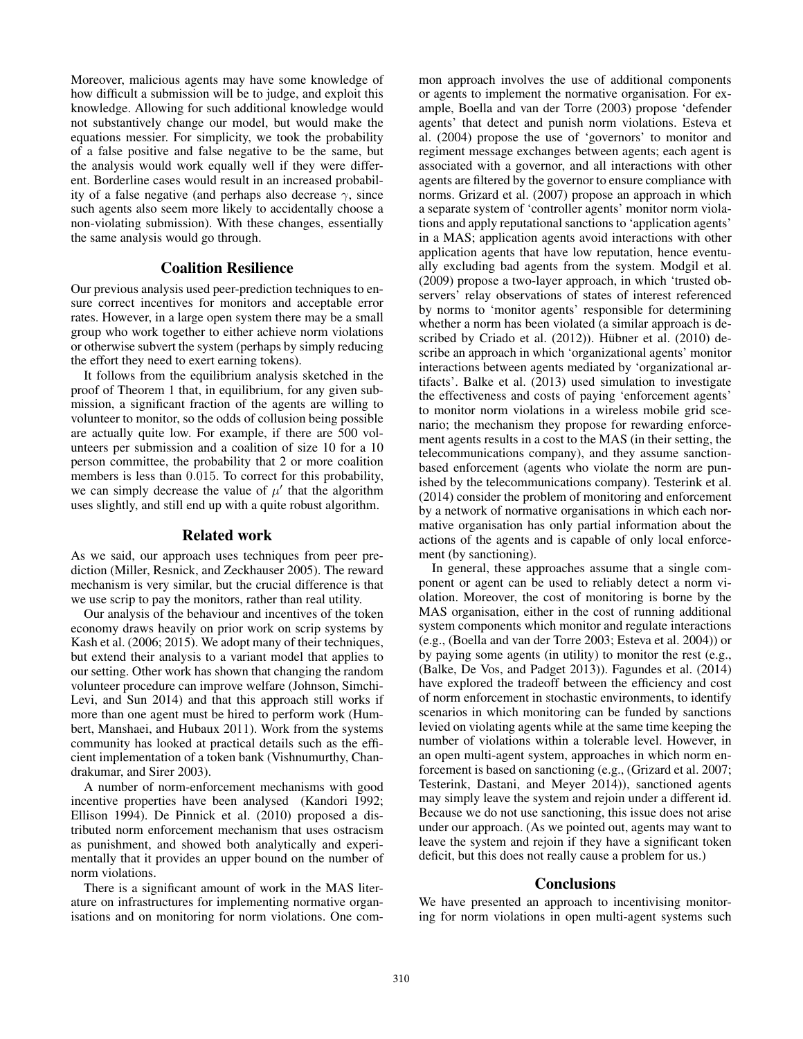Moreover, malicious agents may have some knowledge of how difficult a submission will be to judge, and exploit this knowledge. Allowing for such additional knowledge would not substantively change our model, but would make the equations messier. For simplicity, we took the probability of a false positive and false negative to be the same, but the analysis would work equally well if they were different. Borderline cases would result in an increased probability of a false negative (and perhaps also decrease $\gamma$, since such agents also seem more likely to accidentally choose a non-violating submission). With these changes, essentially the same analysis would go through.

## Coalition Resilience

Our previous analysis used peer-prediction techniques to ensure correct incentives for monitors and acceptable error rates. However, in a large open system there may be a small group who work together to either achieve norm violations or otherwise subvert the system (perhaps by simply reducing the effort they need to exert earning tokens).

It follows from the equilibrium analysis sketched in the proof of Theorem 1 that, in equilibrium, for any given submission, a significant fraction of the agents are willing to volunteer to monitor, so the odds of collusion being possible are actually quite low. For example, if there are 500 volunteers per submission and a coalition of size 10 for a 10 person committee, the probability that 2 or more coalition members is less than $0.015$. To correct for this probability, we can simply decrease the value of $\mu'$ that the algorithm uses slightly, and still end up with a quite robust algorithm.

## Related work

As we said, our approach uses techniques from peer prediction (Miller, Resnick, and Zeckhauser 2005). The reward mechanism is very similar, but the crucial difference is that we use scrip to pay the monitors, rather than real utility.

Our analysis of the behaviour and incentives of the token economy draws heavily on prior work on scrip systems by Kash et al. (2006; 2015). We adopt many of their techniques, but extend their analysis to a variant model that applies to our setting. Other work has shown that changing the random volunteer procedure can improve welfare (Johnson, Simchi-Levi, and Sun 2014) and that this approach still works if more than one agent must be hired to perform work (Humbert, Manshaei, and Hubaux 2011). Work from the systems community has looked at practical details such as the efficient implementation of a token bank (Vishnumurthy, Chandrakumar, and Sirer 2003).

A number of norm-enforcement mechanisms with good incentive properties have been analysed (Kandori 1992; Ellison 1994). De Pinnick et al. (2010) proposed a distributed norm enforcement mechanism that uses ostracism as punishment, and showed both analytically and experimentally that it provides an upper bound on the number of norm violations.

There is a significant amount of work in the MAS literature on infrastructures for implementing normative organisations and on monitoring for norm violations. One common approach involves the use of additional components or agents to implement the normative organisation. For example, Boella and van der Torre (2003) propose 'defender agents' that detect and punish norm violations. Esteva et al. (2004) propose the use of 'governors' to monitor and regiment message exchanges between agents; each agent is associated with a governor, and all interactions with other agents are filtered by the governor to ensure compliance with norms. Grizard et al. (2007) propose an approach in which a separate system of 'controller agents' monitor norm violations and apply reputational sanctions to 'application agents' in a MAS; application agents avoid interactions with other application agents that have low reputation, hence eventually excluding bad agents from the system. Modgil et al. (2009) propose a two-layer approach, in which 'trusted observers' relay observations of states of interest referenced by norms to 'monitor agents' responsible for determining whether a norm has been violated (a similar approach is described by Criado et al. (2012)). Hübner et al. (2010) describe an approach in which 'organizational agents' monitor interactions between agents mediated by 'organizational artifacts'. Balke et al. (2013) used simulation to investigate the effectiveness and costs of paying 'enforcement agents' to monitor norm violations in a wireless mobile grid scenario; the mechanism they propose for rewarding enforcement agents results in a cost to the MAS (in their setting, the telecommunications company), and they assume sanction-based enforcement (agents who violate the norm are punished by the telecommunications company). Testerink et al. (2014) consider the problem of monitoring and enforcement by a network of normative organisations in which each normative organisation has only partial information about the actions of the agents and is capable of only local enforcement (by sanctioning).

In general, these approaches assume that a single component or agent can be used to reliably detect a norm violation. Moreover, the cost of monitoring is borne by the MAS organisation, either in the cost of running additional system components which monitor and regulate interactions (e.g., (Boella and van der Torre 2003; Esteva et al. 2004)) or by paying some agents (in utility) to monitor the rest (e.g., (Balke, De Vos, and Padget 2013)). Fagundes et al. (2014) have explored the tradeoff between the efficiency and cost of norm enforcement in stochastic environments, to identify scenarios in which monitoring can be funded by sanctions levied on violating agents while at the same time keeping the number of violations within a tolerable level. However, in an open multi-agent system, approaches in which norm enforcement is based on sanctioning (e.g., (Grizard et al. 2007; Testerink, Dastani, and Meyer 2014)), sanctioned agents may simply leave the system and rejoin under a different id. Because we do not use sanctioning, this issue does not arise under our approach. (As we pointed out, agents may want to leave the system and rejoin if they have a significant token deficit, but this does not really cause a problem for us.)

## Conclusions

We have presented an approach to incentivising monitoring for norm violations in open multi-agent systems such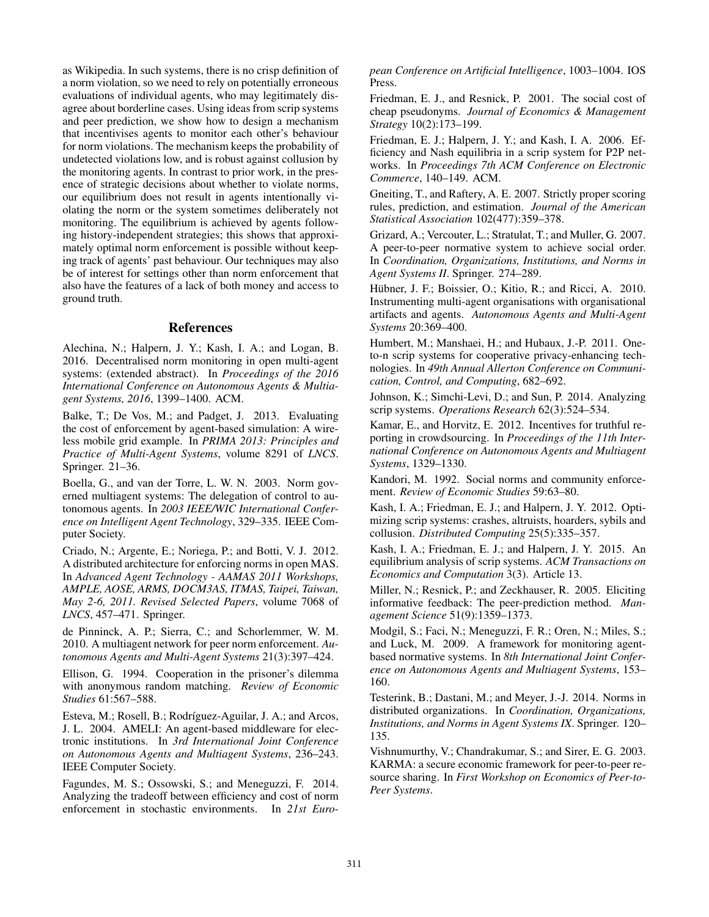as Wikipedia. In such systems, there is no crisp definition of a norm violation, so we need to rely on potentially erroneous evaluations of individual agents, who may legitimately disagree about borderline cases. Using ideas from scrip systems and peer prediction, we show how to design a mechanism that incentivises agents to monitor each other's behaviour for norm violations. The mechanism keeps the probability of undetected violations low, and is robust against collusion by the monitoring agents. In contrast to prior work, in the presence of strategic decisions about whether to violate norms, our equilibrium does not result in agents intentionally violating the norm or the system sometimes deliberately not monitoring. The equilibrium is achieved by agents following history-independent strategies; this shows that approximately optimal norm enforcement is possible without keeping track of agents' past behaviour. Our techniques may also be of interest for settings other than norm enforcement that also have the features of a lack of both money and access to ground truth.

## References

Alechina, N.; Halpern, J. Y.; Kash, I. A.; and Logan, B. 2016. Decentralised norm monitoring in open multi-agent systems: (extended abstract). In *Proceedings of the 2016 International Conference on Autonomous Agents & Multiagent Systems, 2016*, 1399–1400. ACM.

Balke, T.; De Vos, M.; and Padget, J. 2013. Evaluating the cost of enforcement by agent-based simulation: A wireless mobile grid example. In *PRIMA 2013: Principles and Practice of Multi-Agent Systems*, volume 8291 of *LNCS*. Springer. 21–36.

Boella, G., and van der Torre, L. W. N. 2003. Norm governed multiagent systems: The delegation of control to autonomous agents. In *2003 IEEE/WIC International Conference on Intelligent Agent Technology*, 329–335. IEEE Computer Society.

Criado, N.; Argente, E.; Noriega, P.; and Botti, V. J. 2012. A distributed architecture for enforcing norms in open MAS. In *Advanced Agent Technology - AAMAS 2011 Workshops, AMPLE, AOSE, ARMS, DOCM3AS, ITMAS, Taipei, Taiwan, May 2-6, 2011. Revised Selected Papers*, volume 7068 of *LNCS*, 457–471. Springer.

de Pinninck, A. P.; Sierra, C.; and Schorlemmer, W. M. 2010. A multiagent network for peer norm enforcement. *Autonomous Agents and Multi-Agent Systems* 21(3):397–424.

Ellison, G. 1994. Cooperation in the prisoner's dilemma with anonymous random matching. *Review of Economic Studies* 61:567–588.

Esteva, M.; Rosell, B.; Rodríguez-Aguilar, J. A.; and Arcos, J. L. 2004. AMELI: An agent-based middleware for electronic institutions. In *3rd International Joint Conference on Autonomous Agents and Multiagent Systems*, 236–243. IEEE Computer Society.

Fagundes, M. S.; Ossowski, S.; and Meneguzzi, F. 2014. Analyzing the tradeoff between efficiency and cost of norm enforcement in stochastic environments. In *21st European Conference on Artificial Intelligence*, 1003–1004. IOS Press.

Friedman, E. J., and Resnick, P. 2001. The social cost of cheap pseudonyms. *Journal of Economics & Management Strategy* 10(2):173–199.

Friedman, E. J.; Halpern, J. Y.; and Kash, I. A. 2006. Efficiency and Nash equilibria in a scrip system for P2P networks. In *Proceedings 7th ACM Conference on Electronic Commerce*, 140–149. ACM.

Gneiting, T., and Raftery, A. E. 2007. Strictly proper scoring rules, prediction, and estimation. *Journal of the American Statistical Association* 102(477):359–378.

Grizard, A.; Vercouter, L.; Stratulat, T.; and Muller, G. 2007. A peer-to-peer normative system to achieve social order. In *Coordination, Organizations, Institutions, and Norms in Agent Systems II*. Springer. 274–289.

Hübner, J. F.; Boissier, O.; Kitio, R.; and Ricci, A. 2010. Instrumenting multi-agent organisations with organisational artifacts and agents. *Autonomous Agents and Multi-Agent Systems* 20:369–400.

Humbert, M.; Manshaei, H.; and Hubaux, J.-P. 2011. One-to-n scrip systems for cooperative privacy-enhancing technologies. In *49th Annual Allerton Conference on Communication, Control, and Computing*, 682–692.

Johnson, K.; Simchi-Levi, D.; and Sun, P. 2014. Analyzing scrip systems. *Operations Research* 62(3):524–534.

Kamar, E., and Horvitz, E. 2012. Incentives for truthful reporting in crowdsourcing. In *Proceedings of the 11th International Conference on Autonomous Agents and Multiagent Systems*, 1329–1330.

Kandori, M. 1992. Social norms and community enforcement. *Review of Economic Studies* 59:63–80.

Kash, I. A.; Friedman, E. J.; and Halpern, J. Y. 2012. Optimizing scrip systems: crashes, altruists, hoarders, sybils and collusion. *Distributed Computing* 25(5):335–357.

Kash, I. A.; Friedman, E. J.; and Halpern, J. Y. 2015. An equilibrium analysis of scrip systems. *ACM Transactions on Economics and Computation* 3(3). Article 13.

Miller, N.; Resnick, P.; and Zeckhauser, R. 2005. Eliciting informative feedback: The peer-prediction method. *Management Science* 51(9):1359–1373.

Modgil, S.; Faci, N.; Meneguzzi, F. R.; Oren, N.; Miles, S.; and Luck, M. 2009. A framework for monitoring agent-based normative systems. In *8th International Joint Conference on Autonomous Agents and Multiagent Systems*, 153–160.

Testerink, B.; Dastani, M.; and Meyer, J.-J. 2014. Norms in distributed organizations. In *Coordination, Organizations, Institutions, and Norms in Agent Systems IX*. Springer. 120–135.

Vishnumurthy, V.; Chandrakumar, S.; and Sirer, E. G. 2003. KARMA: a secure economic framework for peer-to-peer resource sharing. In *First Workshop on Economics of Peer-to-Peer Systems*.